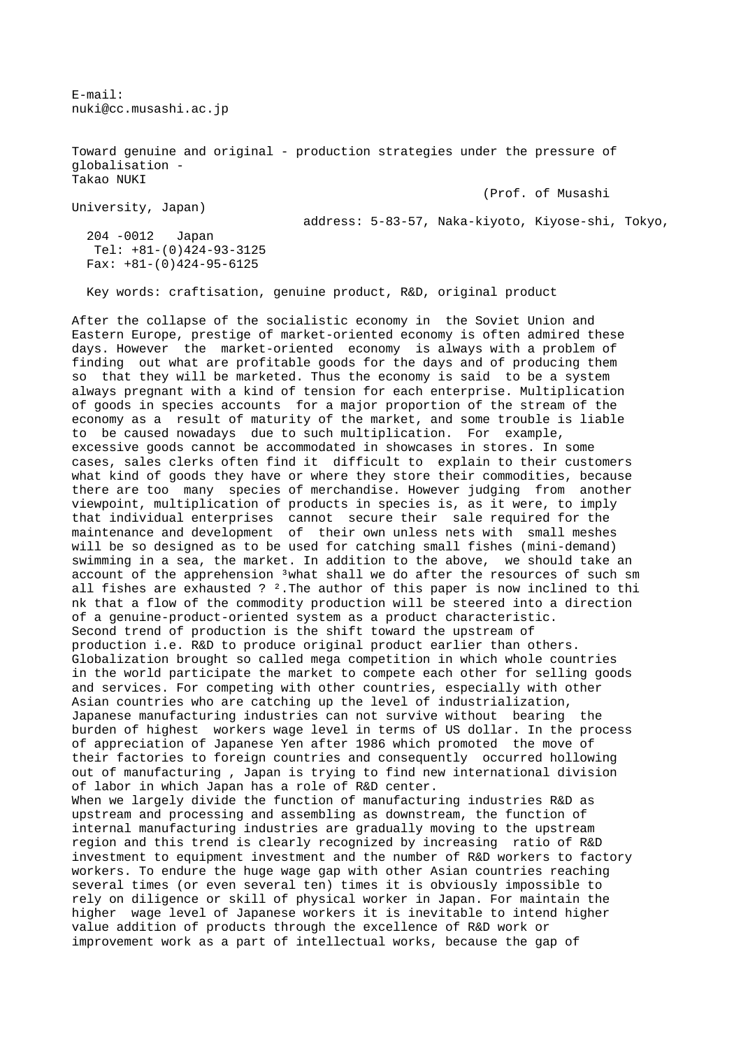E-mail:
nuki@cc.musashi.ac.jp

# Toward genuine and original - production strategies under the pressure of globalisation -

Takao NUKI

(Prof. of Musashi University, Japan)

address: 5-83-57, Naka-kiyoto, Kiyose-shi, Tokyo, 204 -0012 Japan

Tel: +81-(0)424-93-3125

Fax: +81-(0)424-95-6125

Key words: craftisation, genuine product, R&D, original product

After the collapse of the socialistic economy in the Soviet Union and Eastern Europe, prestige of market-oriented economy is often admired these days. However the market-oriented economy is always with a problem of finding out what are profitable goods for the days and of producing them so that they will be marketed. Thus the economy is said to be a system always pregnant with a kind of tension for each enterprise. Multiplication of goods in species accounts for a major proportion of the stream of the economy as a result of maturity of the market, and some trouble is liable to be caused nowadays due to such multiplication. For example, excessive goods cannot be accommodated in showcases in stores. In some cases, sales clerks often find it difficult to explain to their customers what kind of goods they have or where they store their commodities, because there are too many species of merchandise. However judging from another viewpoint, multiplication of products in species is, as it were, to imply that individual enterprises cannot secure their sale required for the maintenance and development of their own unless nets with small meshes will be so designed as to be used for catching small fishes (mini-demand) swimming in a sea, the market. In addition to the above, we should take an account of the apprehension ³what shall we do after the resources of such small fishes are exhausted ? ².The author of this paper is now inclined to think that a flow of the commodity production will be steered into a direction of a genuine-product-oriented system as a product characteristic.

Second trend of production is the shift toward the upstream of production i.e. R&D to produce original product earlier than others. Globalization brought so called mega competition in which whole countries in the world participate the market to compete each other for selling goods and services. For competing with other countries, especially with other Asian countries who are catching up the level of industrialization, Japanese manufacturing industries can not survive without bearing the burden of highest workers wage level in terms of US dollar. In the process of appreciation of Japanese Yen after 1986 which promoted the move of their factories to foreign countries and consequently occurred hollowing out of manufacturing , Japan is trying to find new international division of labor in which Japan has a role of R&D center.

When we largely divide the function of manufacturing industries R&D as upstream and processing and assembling as downstream, the function of internal manufacturing industries are gradually moving to the upstream region and this trend is clearly recognized by increasing ratio of R&D investment to equipment investment and the number of R&D workers to factory workers. To endure the huge wage gap with other Asian countries reaching several times (or even several ten) times it is obviously impossible to rely on diligence or skill of physical worker in Japan. For maintain the higher wage level of Japanese workers it is inevitable to intend higher value addition of products through the excellence of R&D work or improvement work as a part of intellectual works, because the gap of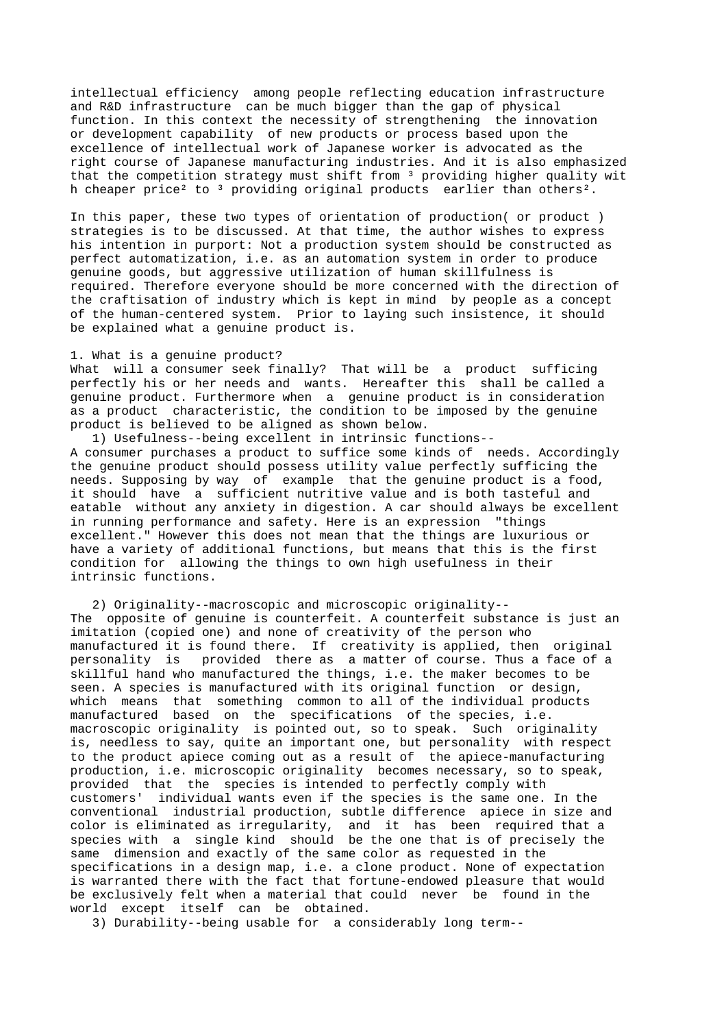intellectual efficiency among people reflecting education infrastructure and R&D infrastructure can be much bigger than the gap of physical function. In this context the necessity of strengthening the innovation or development capability of new products or process based upon the excellence of intellectual work of Japanese worker is advocated as the right course of Japanese manufacturing industries. And it is also emphasized that the competition strategy must shift from ³ providing higher quality with cheaper price² to ³ providing original products earlier than others².

In this paper, these two types of orientation of production( or product ) strategies is to be discussed. At that time, the author wishes to express his intention in purport: Not a production system should be constructed as perfect automatization, i.e. as an automation system in order to produce genuine goods, but aggressive utilization of human skillfulness is required. Therefore everyone should be more concerned with the direction of the craftisation of industry which is kept in mind by people as a concept of the human-centered system. Prior to laying such insistence, it should be explained what a genuine product is.

## 1. What is a genuine product?

What will a consumer seek finally? That will be a product sufficing perfectly his or her needs and wants. Hereafter this shall be called a genuine product. Furthermore when a genuine product is in consideration as a product characteristic, the condition to be imposed by the genuine product is believed to be aligned as shown below.

1) Usefulness--being excellent in intrinsic functions--

A consumer purchases a product to suffice some kinds of needs. Accordingly the genuine product should possess utility value perfectly sufficing the needs. Supposing by way of example that the genuine product is a food, it should have a sufficient nutritive value and is both tasteful and eatable without any anxiety in digestion. A car should always be excellent in running performance and safety. Here is an expression "things excellent." However this does not mean that the things are luxurious or have a variety of additional functions, but means that this is the first condition for allowing the things to own high usefulness in their intrinsic functions.

2) Originality--macroscopic and microscopic originality--

The opposite of genuine is counterfeit. A counterfeit substance is just an imitation (copied one) and none of creativity of the person who manufactured it is found there. If creativity is applied, then original personality is provided there as a matter of course. Thus a face of a skillful hand who manufactured the things, i.e. the maker becomes to be seen. A species is manufactured with its original function or design, which means that something common to all of the individual products manufactured based on the specifications of the species, i.e. macroscopic originality is pointed out, so to speak. Such originality is, needless to say, quite an important one, but personality with respect to the product apiece coming out as a result of the apiece-manufacturing production, i.e. microscopic originality becomes necessary, so to speak, provided that the species is intended to perfectly comply with customers' individual wants even if the species is the same one. In the conventional industrial production, subtle difference apiece in size and color is eliminated as irregularity, and it has been required that a species with a single kind should be the one that is of precisely the same dimension and exactly of the same color as requested in the specifications in a design map, i.e. a clone product. None of expectation is warranted there with the fact that fortune-endowed pleasure that would be exclusively felt when a material that could never be found in the world except itself can be obtained.

3) Durability--being usable for a considerably long term--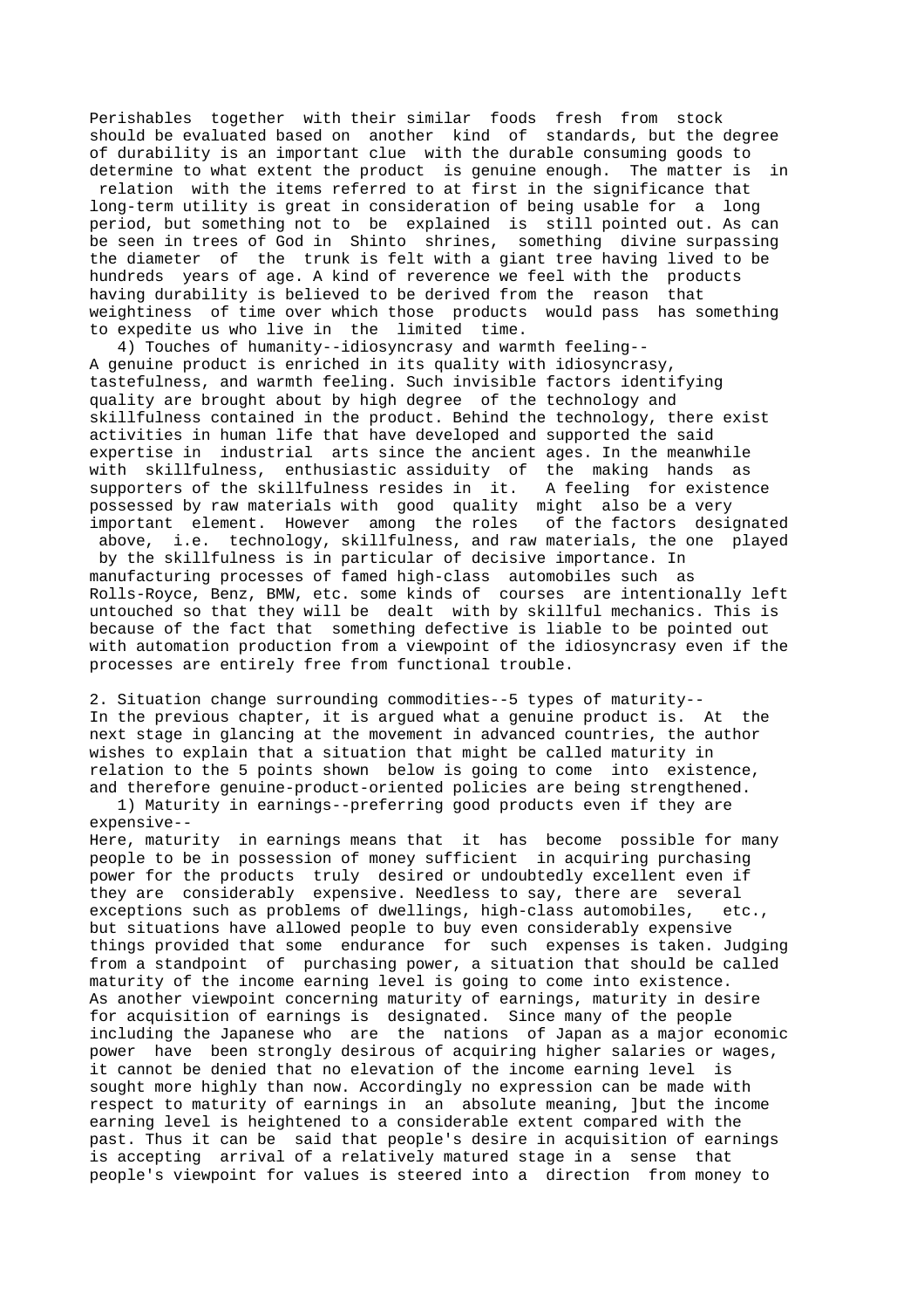Perishables together with their similar foods fresh from stock should be evaluated based on another kind of standards, but the degree of durability is an important clue with the durable consuming goods to determine to what extent the product is genuine enough. The matter is in relation with the items referred to at first in the significance that long-term utility is great in consideration of being usable for a long period, but something not to be explained is still pointed out. As can be seen in trees of God in Shinto shrines, something divine surpassing the diameter of the trunk is felt with a giant tree having lived to be hundreds years of age. A kind of reverence we feel with the products having durability is believed to be derived from the reason that weightiness of time over which those products would pass has something to expedite us who live in the limited time.

4) Touches of humanity--idiosyncrasy and warmth feeling--

A genuine product is enriched in its quality with idiosyncrasy, tastefulness, and warmth feeling. Such invisible factors identifying quality are brought about by high degree of the technology and skillfulness contained in the product. Behind the technology, there exist activities in human life that have developed and supported the said expertise in industrial arts since the ancient ages. In the meanwhile with skillfulness, enthusiastic assiduity of the making hands as supporters of the skillfulness resides in it. A feeling for existence possessed by raw materials with good quality might also be a very important element. However among the roles of the factors designated above, i.e. technology, skillfulness, and raw materials, the one played by the skillfulness is in particular of decisive importance. In manufacturing processes of famed high-class automobiles such as Rolls-Royce, Benz, BMW, etc. some kinds of courses are intentionally left untouched so that they will be dealt with by skillful mechanics. This is because of the fact that something defective is liable to be pointed out with automation production from a viewpoint of the idiosyncrasy even if the processes are entirely free from functional trouble.

## 2. Situation change surrounding commodities--5 types of maturity--

In the previous chapter, it is argued what a genuine product is. At the next stage in glancing at the movement in advanced countries, the author wishes to explain that a situation that might be called maturity in relation to the 5 points shown below is going to come into existence, and therefore genuine-product-oriented policies are being strengthened.

1) Maturity in earnings--preferring good products even if they are expensive--

Here, maturity in earnings means that it has become possible for many people to be in possession of money sufficient in acquiring purchasing power for the products truly desired or undoubtedly excellent even if they are considerably expensive. Needless to say, there are several exceptions such as problems of dwellings, high-class automobiles, etc., but situations have allowed people to buy even considerably expensive things provided that some endurance for such expenses is taken. Judging from a standpoint of purchasing power, a situation that should be called maturity of the income earning level is going to come into existence. As another viewpoint concerning maturity of earnings, maturity in desire for acquisition of earnings is designated. Since many of the people including the Japanese who are the nations of Japan as a major economic power have been strongly desirous of acquiring higher salaries or wages, it cannot be denied that no elevation of the income earning level is sought more highly than now. Accordingly no expression can be made with respect to maturity of earnings in an absolute meaning, ]but the income earning level is heightened to a considerable extent compared with the past. Thus it can be said that people's desire in acquisition of earnings is accepting arrival of a relatively matured stage in a sense that people's viewpoint for values is steered into a direction from money to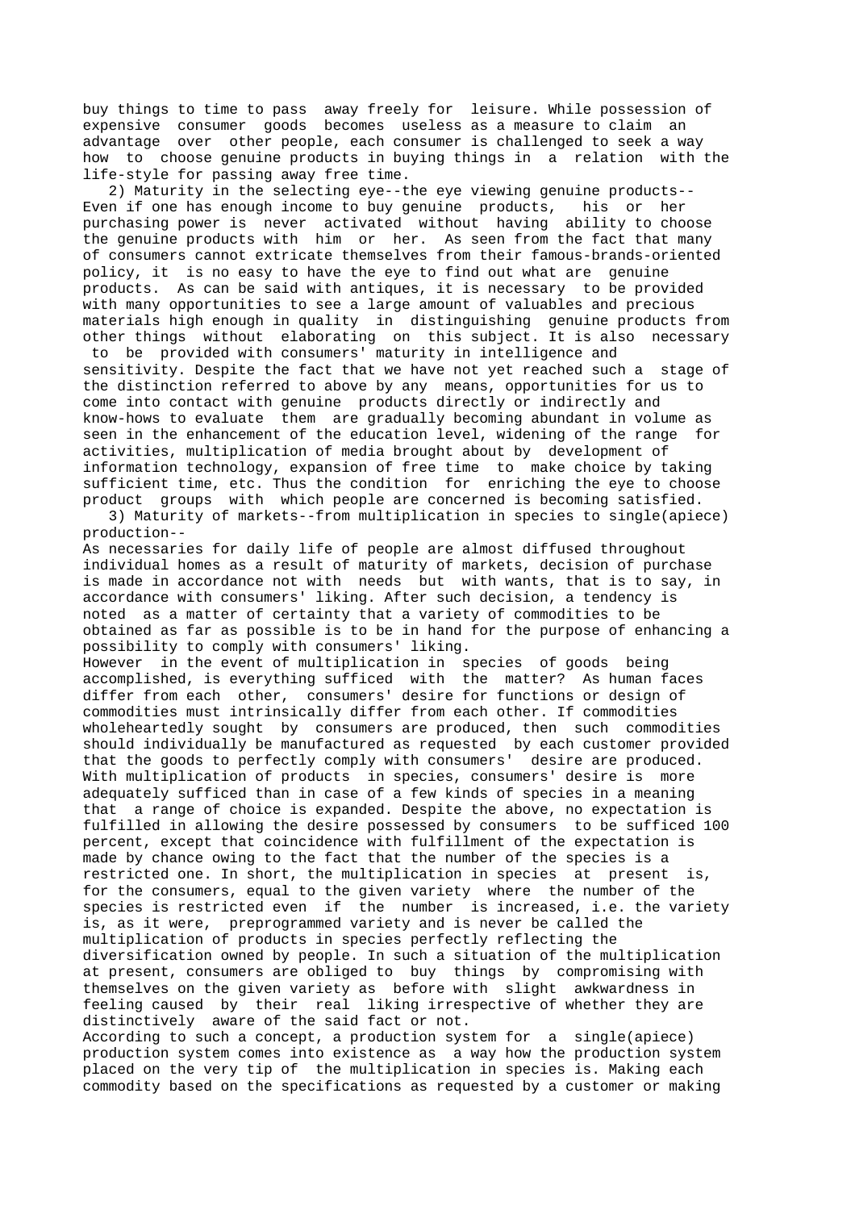buy things to time to pass away freely for leisure. While possession of expensive consumer goods becomes useless as a measure to claim an advantage over other people, each consumer is challenged to seek a way how to choose genuine products in buying things in a relation with the life-style for passing away free time.

2) Maturity in the selecting eye--the eye viewing genuine products--
Even if one has enough income to buy genuine products, his or her purchasing power is never activated without having ability to choose the genuine products with him or her. As seen from the fact that many of consumers cannot extricate themselves from their famous-brands-oriented policy, it is no easy to have the eye to find out what are genuine products. As can be said with antiques, it is necessary to be provided with many opportunities to see a large amount of valuables and precious materials high enough in quality in distinguishing genuine products from other things without elaborating on this subject. It is also necessary to be provided with consumers' maturity in intelligence and sensitivity. Despite the fact that we have not yet reached such a stage of the distinction referred to above by any means, opportunities for us to come into contact with genuine products directly or indirectly and know-hows to evaluate them are gradually becoming abundant in volume as seen in the enhancement of the education level, widening of the range for activities, multiplication of media brought about by development of information technology, expansion of free time to make choice by taking sufficient time, etc. Thus the condition for enriching the eye to choose product groups with which people are concerned is becoming satisfied.

3) Maturity of markets--from multiplication in species to single(apiece) production--
As necessaries for daily life of people are almost diffused throughout individual homes as a result of maturity of markets, decision of purchase is made in accordance not with needs but with wants, that is to say, in accordance with consumers' liking. After such decision, a tendency is noted as a matter of certainty that a variety of commodities to be obtained as far as possible is to be in hand for the purpose of enhancing a possibility to comply with consumers' liking.
However in the event of multiplication in species of goods being accomplished, is everything sufficed with the matter? As human faces differ from each other, consumers' desire for functions or design of commodities must intrinsically differ from each other. If commodities wholeheartedly sought by consumers are produced, then such commodities should individually be manufactured as requested by each customer provided that the goods to perfectly comply with consumers' desire are produced. With multiplication of products in species, consumers' desire is more adequately sufficed than in case of a few kinds of species in a meaning that a range of choice is expanded. Despite the above, no expectation is fulfilled in allowing the desire possessed by consumers to be sufficed 100 percent, except that coincidence with fulfillment of the expectation is made by chance owing to the fact that the number of the species is a restricted one. In short, the multiplication in species at present is, for the consumers, equal to the given variety where the number of the species is restricted even if the number is increased, i.e. the variety is, as it were, preprogrammed variety and is never be called the multiplication of products in species perfectly reflecting the diversification owned by people. In such a situation of the multiplication at present, consumers are obliged to buy things by compromising with themselves on the given variety as before with slight awkwardness in feeling caused by their real liking irrespective of whether they are distinctively aware of the said fact or not.
According to such a concept, a production system for a single(apiece) production system comes into existence as a way how the production system placed on the very tip of the multiplication in species is. Making each commodity based on the specifications as requested by a customer or making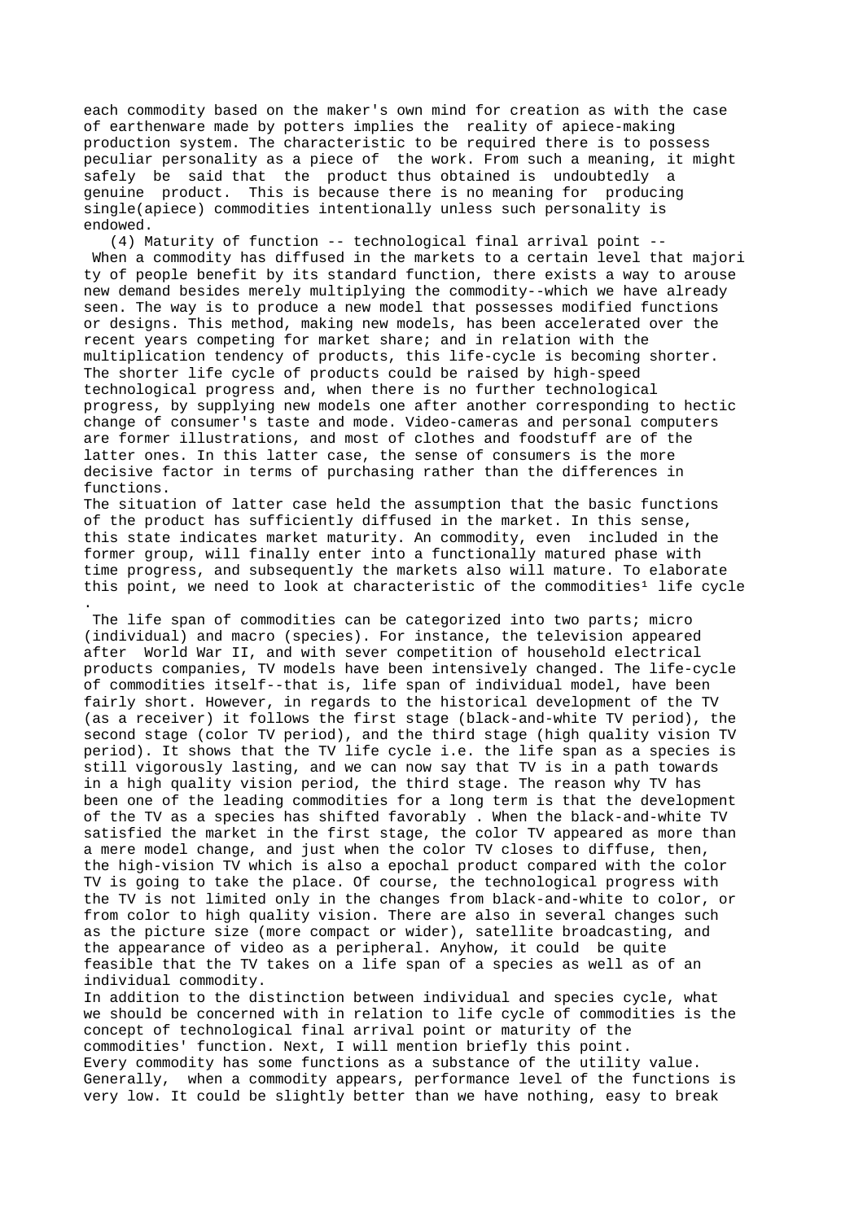each commodity based on the maker's own mind for creation as with the case of earthenware made by potters implies the reality of apiece-making production system. The characteristic to be required there is to possess peculiar personality as a piece of the work. From such a meaning, it might safely be said that the product thus obtained is undoubtedly a genuine product. This is because there is no meaning for producing single(apiece) commodities intentionally unless such personality is endowed.

(4) Maturity of function -- technological final arrival point --

When a commodity has diffused in the markets to a certain level that majority of people benefit by its standard function, there exists a way to arouse new demand besides merely multiplying the commodity--which we have already seen. The way is to produce a new model that possesses modified functions or designs. This method, making new models, has been accelerated over the recent years competing for market share; and in relation with the multiplication tendency of products, this life-cycle is becoming shorter. The shorter life cycle of products could be raised by high-speed technological progress and, when there is no further technological progress, by supplying new models one after another corresponding to hectic change of consumer's taste and mode. Video-cameras and personal computers are former illustrations, and most of clothes and foodstuff are of the latter ones. In this latter case, the sense of consumers is the more decisive factor in terms of purchasing rather than the differences in functions.

The situation of latter case held the assumption that the basic functions of the product has sufficiently diffused in the market. In this sense, this state indicates market maturity. An commodity, even included in the former group, will finally enter into a functionally matured phase with time progress, and subsequently the markets also will mature. To elaborate this point, we need to look at characteristic of the commodities[1] life cycle .

The life span of commodities can be categorized into two parts; micro (individual) and macro (species). For instance, the television appeared after World War II, and with sever competition of household electrical products companies, TV models have been intensively changed. The life-cycle of commodities itself--that is, life span of individual model, have been fairly short. However, in regards to the historical development of the TV (as a receiver) it follows the first stage (black-and-white TV period), the second stage (color TV period), and the third stage (high quality vision TV period). It shows that the TV life cycle i.e. the life span as a species is still vigorously lasting, and we can now say that TV is in a path towards in a high quality vision period, the third stage. The reason why TV has been one of the leading commodities for a long term is that the development of the TV as a species has shifted favorably . When the black-and-white TV satisfied the market in the first stage, the color TV appeared as more than a mere model change, and just when the color TV closes to diffuse, then, the high-vision TV which is also a epochal product compared with the color TV is going to take the place. Of course, the technological progress with the TV is not limited only in the changes from black-and-white to color, or from color to high quality vision. There are also in several changes such as the picture size (more compact or wider), satellite broadcasting, and the appearance of video as a peripheral. Anyhow, it could be quite feasible that the TV takes on a life span of a species as well as of an individual commodity.

In addition to the distinction between individual and species cycle, what we should be concerned with in relation to life cycle of commodities is the concept of technological final arrival point or maturity of the commodities' function. Next, I will mention briefly this point.

Every commodity has some functions as a substance of the utility value. Generally, when a commodity appears, performance level of the functions is very low. It could be slightly better than we have nothing, easy to break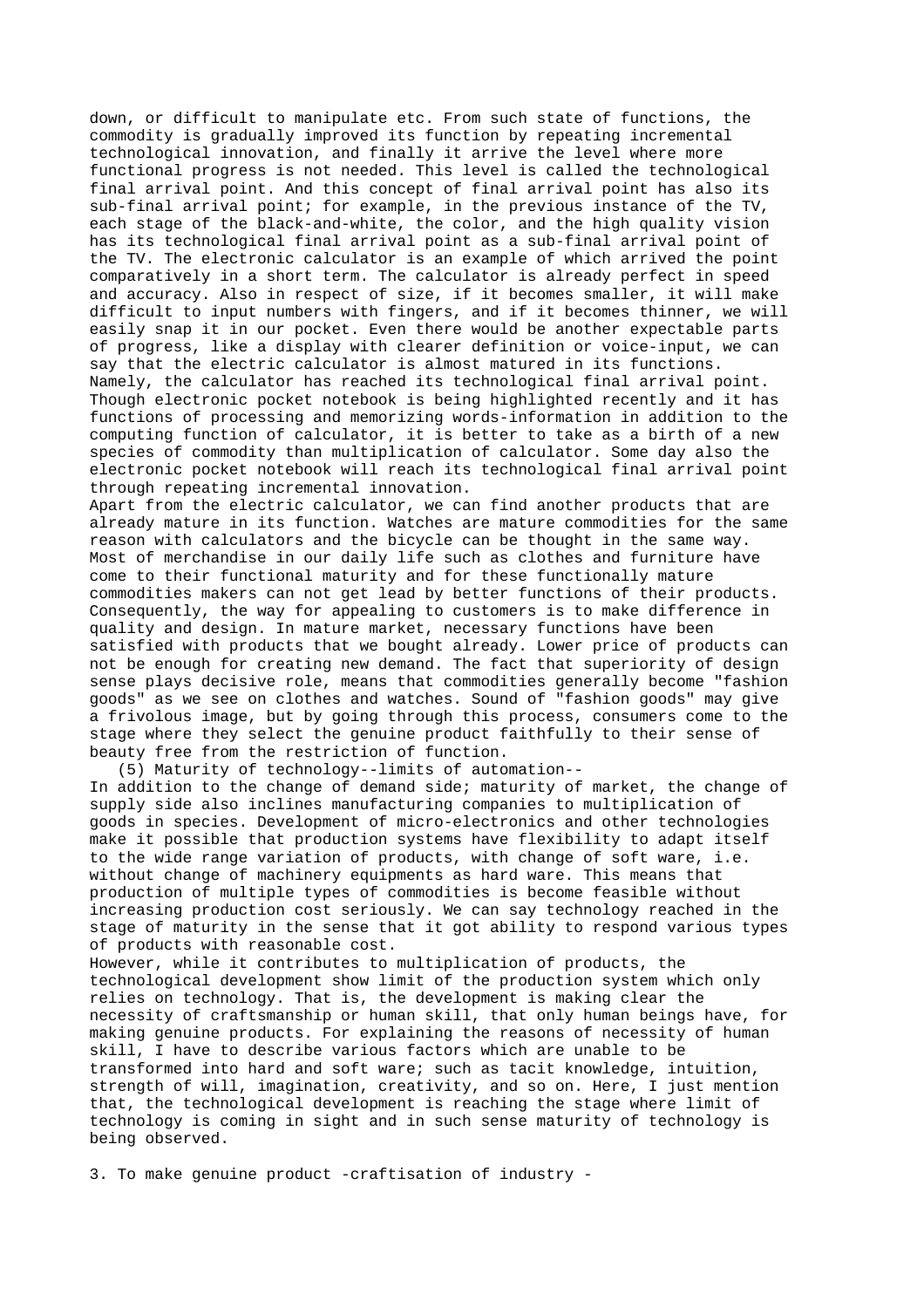down, or difficult to manipulate etc. From such state of functions, the commodity is gradually improved its function by repeating incremental technological innovation, and finally it arrive the level where more functional progress is not needed. This level is called the technological final arrival point. And this concept of final arrival point has also its sub-final arrival point; for example, in the previous instance of the TV, each stage of the black-and-white, the color, and the high quality vision has its technological final arrival point as a sub-final arrival point of the TV. The electronic calculator is an example of which arrived the point comparatively in a short term. The calculator is already perfect in speed and accuracy. Also in respect of size, if it becomes smaller, it will make difficult to input numbers with fingers, and if it becomes thinner, we will easily snap it in our pocket. Even there would be another expectable parts of progress, like a display with clearer definition or voice-input, we can say that the electric calculator is almost matured in its functions. Namely, the calculator has reached its technological final arrival point. Though electronic pocket notebook is being highlighted recently and it has functions of processing and memorizing words-information in addition to the computing function of calculator, it is better to take as a birth of a new species of commodity than multiplication of calculator. Some day also the electronic pocket notebook will reach its technological final arrival point through repeating incremental innovation.

Apart from the electric calculator, we can find another products that are already mature in its function. Watches are mature commodities for the same reason with calculators and the bicycle can be thought in the same way. Most of merchandise in our daily life such as clothes and furniture have come to their functional maturity and for these functionally mature commodities makers can not get lead by better functions of their products. Consequently, the way for appealing to customers is to make difference in quality and design. In mature market, necessary functions have been satisfied with products that we bought already. Lower price of products can not be enough for creating new demand. The fact that superiority of design sense plays decisive role, means that commodities generally become "fashion goods" as we see on clothes and watches. Sound of "fashion goods" may give a frivolous image, but by going through this process, consumers come to the stage where they select the genuine product faithfully to their sense of beauty free from the restriction of function.

(5) Maturity of technology--limits of automation--

In addition to the change of demand side; maturity of market, the change of supply side also inclines manufacturing companies to multiplication of goods in species. Development of micro-electronics and other technologies make it possible that production systems have flexibility to adapt itself to the wide range variation of products, with change of soft ware, i.e. without change of machinery equipments as hard ware. This means that production of multiple types of commodities is become feasible without increasing production cost seriously. We can say technology reached in the stage of maturity in the sense that it got ability to respond various types of products with reasonable cost.

However, while it contributes to multiplication of products, the technological development show limit of the production system which only relies on technology. That is, the development is making clear the necessity of craftsmanship or human skill, that only human beings have, for making genuine products. For explaining the reasons of necessity of human skill, I have to describe various factors which are unable to be transformed into hard and soft ware; such as tacit knowledge, intuition, strength of will, imagination, creativity, and so on. Here, I just mention that, the technological development is reaching the stage where limit of technology is coming in sight and in such sense maturity of technology is being observed.

## 3. To make genuine product -craftisation of industry -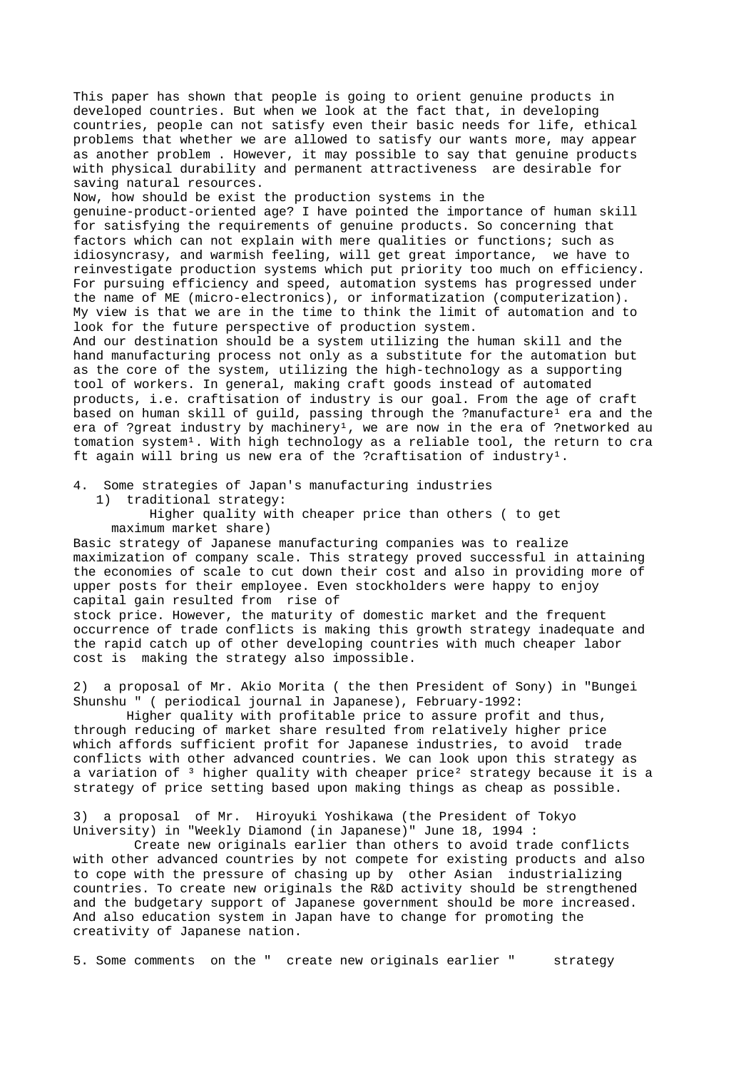This paper has shown that people is going to orient genuine products in developed countries. But when we look at the fact that, in developing countries, people can not satisfy even their basic needs for life, ethical problems that whether we are allowed to satisfy our wants more, may appear as another problem . However, it may possible to say that genuine products with physical durability and permanent attractiveness are desirable for saving natural resources.

Now, how should be exist the production systems in the genuine-product-oriented age? I have pointed the importance of human skill for satisfying the requirements of genuine products. So concerning that factors which can not explain with mere qualities or functions; such as idiosyncrasy, and warmish feeling, will get great importance, we have to reinvestigate production systems which put priority too much on efficiency. For pursuing efficiency and speed, automation systems has progressed under the name of ME (micro-electronics), or informatization (computerization). My view is that we are in the time to think the limit of automation and to look for the future perspective of production system.

And our destination should be a system utilizing the human skill and the hand manufacturing process not only as a substitute for the automation but as the core of the system, utilizing the high-technology as a supporting tool of workers. In general, making craft goods instead of automated products, i.e. craftisation of industry is our goal. From the age of craft based on human skill of guild, passing through the ?manufacture¹ era and the era of ?great industry by machinery¹, we are now in the era of ?networked automation system¹. With high technology as a reliable tool, the return to craft again will bring us new era of the ?craftisation of industry¹.

4. Some strategies of Japan's manufacturing industries

1) traditional strategy:

Higher quality with cheaper price than others ( to get maximum market share)

Basic strategy of Japanese manufacturing companies was to realize maximization of company scale. This strategy proved successful in attaining the economies of scale to cut down their cost and also in providing more of upper posts for their employee. Even stockholders were happy to enjoy capital gain resulted from rise of stock price. However, the maturity of domestic market and the frequent occurrence of trade conflicts is making this growth strategy inadequate and the rapid catch up of other developing countries with much cheaper labor cost is making the strategy also impossible.

2) a proposal of Mr. Akio Morita ( the then President of Sony) in "Bungei Shunshu " ( periodical journal in Japanese), February-1992:

Higher quality with profitable price to assure profit and thus, through reducing of market share resulted from relatively higher price which affords sufficient profit for Japanese industries, to avoid trade conflicts with other advanced countries. We can look upon this strategy as a variation of ³ higher quality with cheaper price² strategy because it is a strategy of price setting based upon making things as cheap as possible.

3) a proposal of Mr. Hiroyuki Yoshikawa (the President of Tokyo University) in "Weekly Diamond (in Japanese)" June 18, 1994 :

Create new originals earlier than others to avoid trade conflicts with other advanced countries by not compete for existing products and also to cope with the pressure of chasing up by other Asian industrializing countries. To create new originals the R&D activity should be strengthened and the budgetary support of Japanese government should be more increased. And also education system in Japan have to change for promoting the creativity of Japanese nation.

5. Some comments on the " create new originals earlier " strategy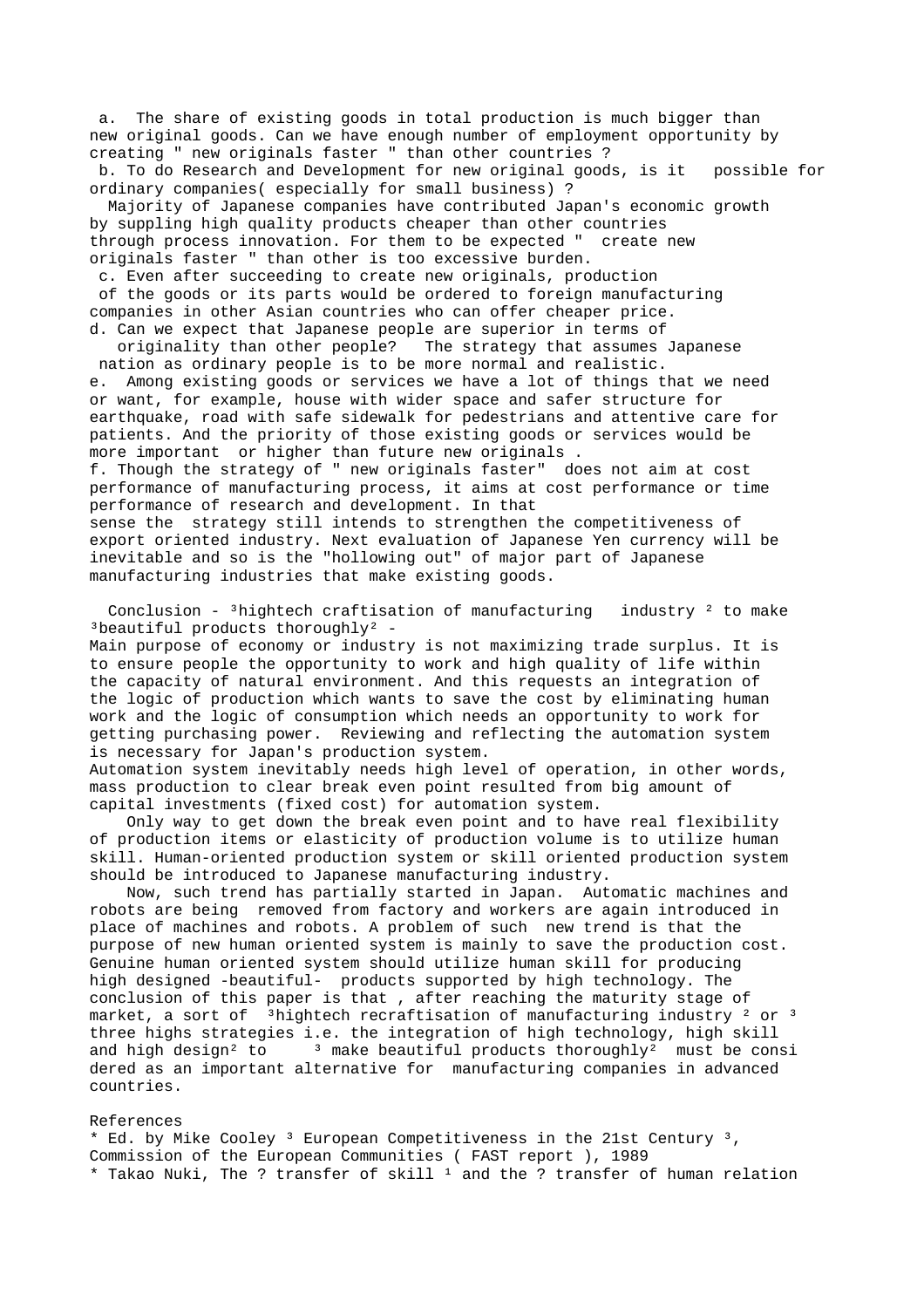a. The share of existing goods in total production is much bigger than new original goods. Can we have enough number of employment opportunity by creating " new originals faster " than other countries ?

b. To do Research and Development for new original goods, is it possible for ordinary companies( especially for small business) ?

Majority of Japanese companies have contributed Japan's economic growth by suppling high quality products cheaper than other countries through process innovation. For them to be expected " create new originals faster " than other is too excessive burden.

c. Even after succeeding to create new originals, production of the goods or its parts would be ordered to foreign manufacturing companies in other Asian countries who can offer cheaper price.

d. Can we expect that Japanese people are superior in terms of originality than other people? The strategy that assumes Japanese nation as ordinary people is to be more normal and realistic.

e. Among existing goods or services we have a lot of things that we need or want, for example, house with wider space and safer structure for earthquake, road with safe sidewalk for pedestrians and attentive care for patients. And the priority of those existing goods or services would be more important or higher than future new originals .

f. Though the strategy of " new originals faster" does not aim at cost performance of manufacturing process, it aims at cost performance or time performance of research and development. In that sense the strategy still intends to strengthen the competitiveness of export oriented industry. Next evaluation of Japanese Yen currency will be inevitable and so is the "hollowing out" of major part of Japanese manufacturing industries that make existing goods.

Conclusion - ³hightech craftisation of manufacturing industry ² to make ³beautiful products thoroughly² -

Main purpose of economy or industry is not maximizing trade surplus. It is to ensure people the opportunity to work and high quality of life within the capacity of natural environment. And this requests an integration of the logic of production which wants to save the cost by eliminating human work and the logic of consumption which needs an opportunity to work for getting purchasing power. Reviewing and reflecting the automation system is necessary for Japan's production system.

Automation system inevitably needs high level of operation, in other words, mass production to clear break even point resulted from big amount of capital investments (fixed cost) for automation system.

Only way to get down the break even point and to have real flexibility of production items or elasticity of production volume is to utilize human skill. Human-oriented production system or skill oriented production system should be introduced to Japanese manufacturing industry.

Now, such trend has partially started in Japan. Automatic machines and robots are being removed from factory and workers are again introduced in place of machines and robots. A problem of such new trend is that the purpose of new human oriented system is mainly to save the production cost. Genuine human oriented system should utilize human skill for producing high designed -beautiful- products supported by high technology. The conclusion of this paper is that , after reaching the maturity stage of market, a sort of ³hightech recraftisation of manufacturing industry ² or ³ three highs strategies i.e. the integration of high technology, high skill and high design² to ³ make beautiful products thoroughly² must be considered as an important alternative for manufacturing companies in advanced countries.

References

* Ed. by Mike Cooley ³ European Competitiveness in the 21st Century ³, Commission of the European Communities ( FAST report ), 1989
* Takao Nuki, The ? transfer of skill ¹ and the ? transfer of human relation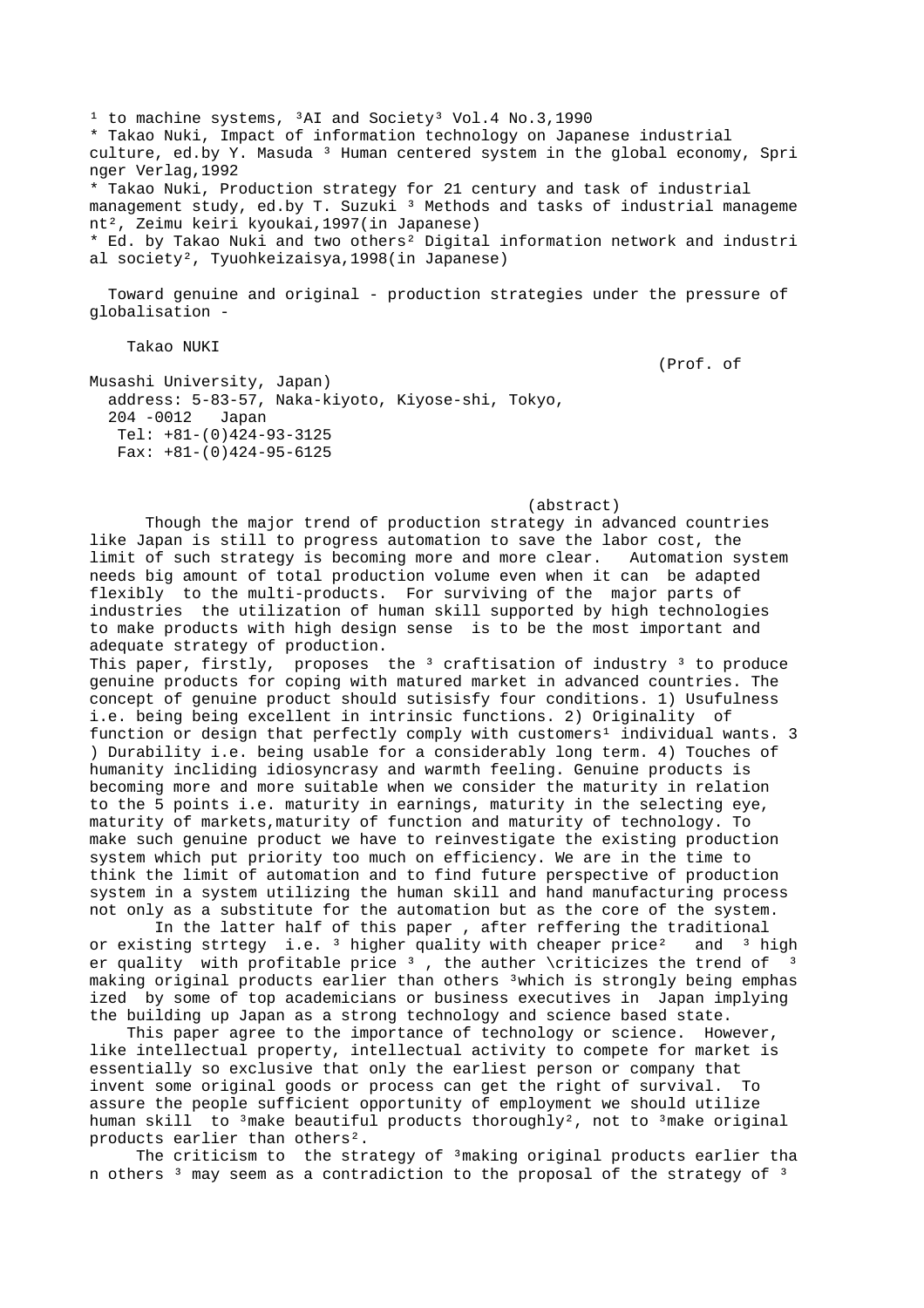¹ to machine systems, ³AI and Society³ Vol.4 No.3,1990

* Takao Nuki, Impact of information technology on Japanese industrial culture, ed.by Y. Masuda ³ Human centered system in the global economy, Springer Verlag,1992
* Takao Nuki, Production strategy for 21 century and task of industrial management study, ed.by T. Suzuki ³ Methods and tasks of industrial management², Zeimu keiri kyoukai,1997(in Japanese)
* Ed. by Takao Nuki and two others² Digital information network and industrial society², Tyuohkeizaisya,1998(in Japanese)

# Toward genuine and original - production strategies under the pressure of globalisation -

Takao NUKI

(Prof. of Musashi University, Japan)

address: 5-83-57, Naka-kiyoto, Kiyose-shi, Tokyo, 204 -0012 Japan

Tel: +81-(0)424-93-3125

Fax: +81-(0)424-95-6125

(abstract)

Though the major trend of production strategy in advanced countries like Japan is still to progress automation to save the labor cost, the limit of such strategy is becoming more and more clear. Automation system needs big amount of total production volume even when it can be adapted flexibly to the multi-products. For surviving of the major parts of industries the utilization of human skill supported by high technologies to make products with high design sense is to be the most important and adequate strategy of production.

This paper, firstly, proposes the ³ craftisation of industry ³ to produce genuine products for coping with matured market in advanced countries. The concept of genuine product should sutisisfy four conditions. 1) Usufulness i.e. being being excellent in intrinsic functions. 2) Originality of function or design that perfectly comply with customers¹ individual wants. 3) Durability i.e. being usable for a considerably long term. 4) Touches of humanity incliding idiosyncrasy and warmth feeling. Genuine products is becoming more and more suitable when we consider the maturity in relation to the 5 points i.e. maturity in earnings, maturity in the selecting eye, maturity of markets,maturity of function and maturity of technology. To make such genuine product we have to reinvestigate the existing production system which put priority too much on efficiency. We are in the time to think the limit of automation and to find future perspective of production system in a system utilizing the human skill and hand manufacturing process not only as a substitute for the automation but as the core of the system.

In the latter half of this paper , after reffering the traditional or existing strtegy i.e. ³ higher quality with cheaper price² and ³ higher quality with profitable price ³ , the auther \criticizes the trend of ³ making original products earlier than others ³which is strongly being emphasized by some of top academicians or business executives in Japan implying the building up Japan as a strong technology and science based state.

This paper agree to the importance of technology or science. However, like intellectual property, intellectual activity to compete for market is essentially so exclusive that only the earliest person or company that invent some original goods or process can get the right of survival. To assure the people sufficient opportunity of employment we should utilize human skill to ³make beautiful products thoroughly², not to ³make original products earlier than others².

The criticism to the strategy of ³making original products earlier than others ³ may seem as a contradiction to the proposal of the strategy of ³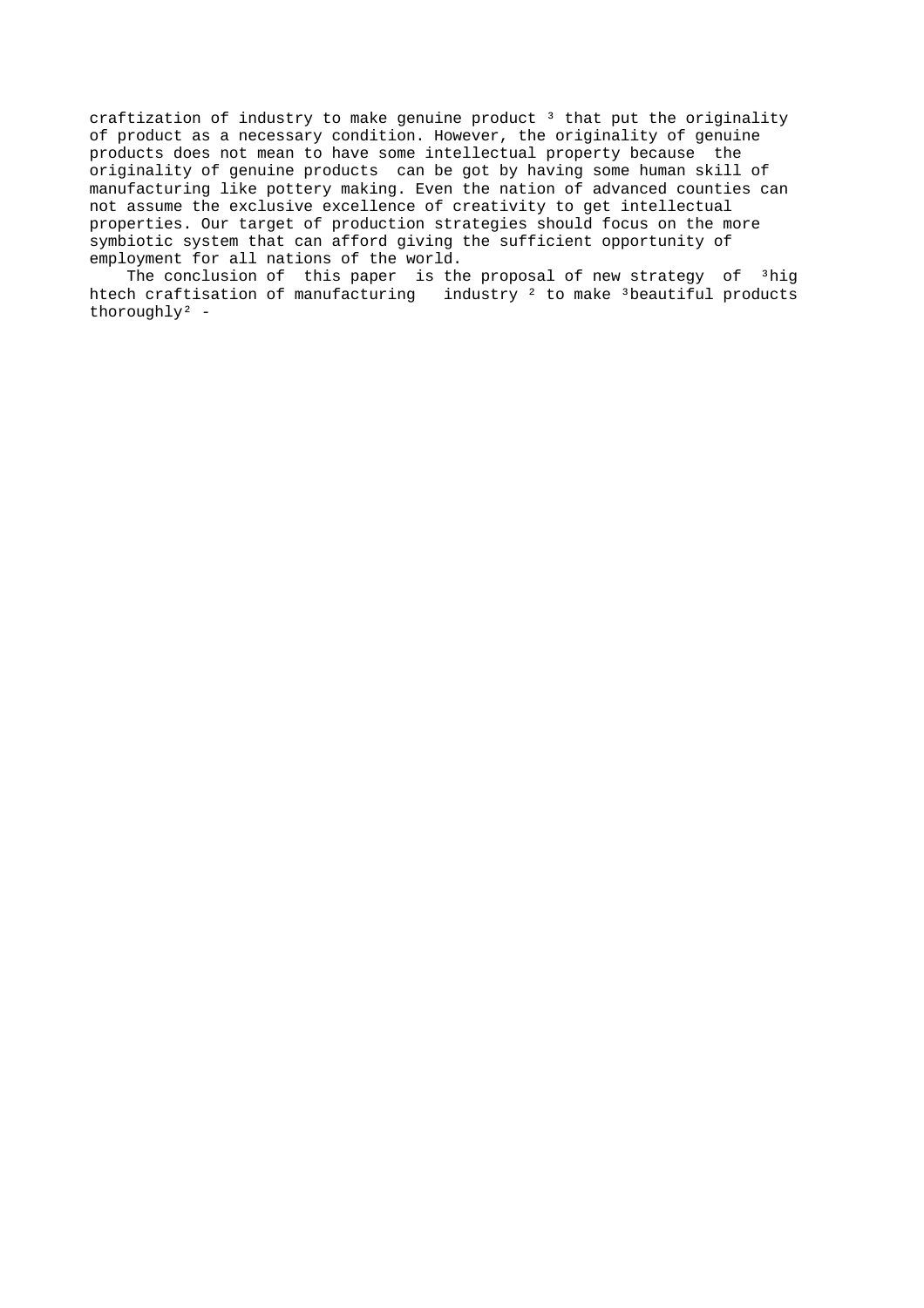craftization of industry to make genuine product ³ that put the originality of product as a necessary condition. However, the originality of genuine products does not mean to have some intellectual property because the originality of genuine products can be got by having some human skill of manufacturing like pottery making. Even the nation of advanced counties can not assume the exclusive excellence of creativity to get intellectual properties. Our target of production strategies should focus on the more symbiotic system that can afford giving the sufficient opportunity of employment for all nations of the world.

The conclusion of this paper is the proposal of new strategy of ³hig htech craftisation of manufacturing industry ² to make ³beautiful products thoroughly² -